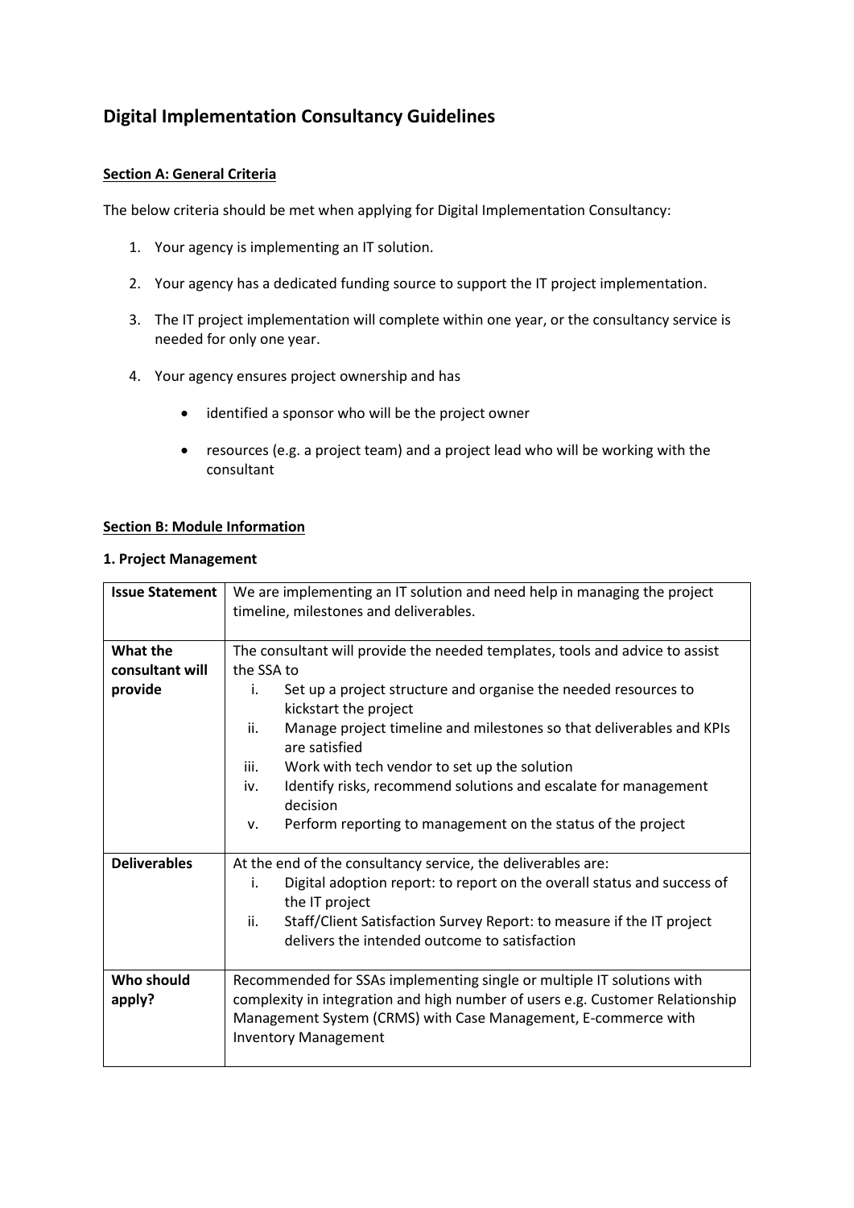# Digital Implementation Consultancy Guidelines

## Section A: General Criteria

The below criteria should be met when applying for Digital Implementation Consultancy:

1. Your agency is implementing an IT solution.
2. Your agency has a dedicated funding source to support the IT project implementation.
3. The IT project implementation will complete within one year, or the consultancy service is needed for only one year.
4. Your agency ensures project ownership and has
   - identified a sponsor who will be the project owner
   - resources (e.g. a project team) and a project lead who will be working with the consultant

## Section B: Module Information

### 1. Project Management

| **Issue Statement** | We are implementing an IT solution and need help in managing the project timeline, milestones and deliverables. |
|---|---|
| **What the consultant will provide** | The consultant will provide the needed templates, tools and advice to assist the SSA to<br>i. Set up a project structure and organise the needed resources to kickstart the project<br>ii. Manage project timeline and milestones so that deliverables and KPIs are satisfied<br>iii. Work with tech vendor to set up the solution<br>iv. Identify risks, recommend solutions and escalate for management decision<br>v. Perform reporting to management on the status of the project |
| **Deliverables** | At the end of the consultancy service, the deliverables are:<br>i. Digital adoption report: to report on the overall status and success of the IT project<br>ii. Staff/Client Satisfaction Survey Report: to measure if the IT project delivers the intended outcome to satisfaction |
| **Who should apply?** | Recommended for SSAs implementing single or multiple IT solutions with complexity in integration and high number of users e.g. Customer Relationship Management System (CRMS) with Case Management, E-commerce with Inventory Management |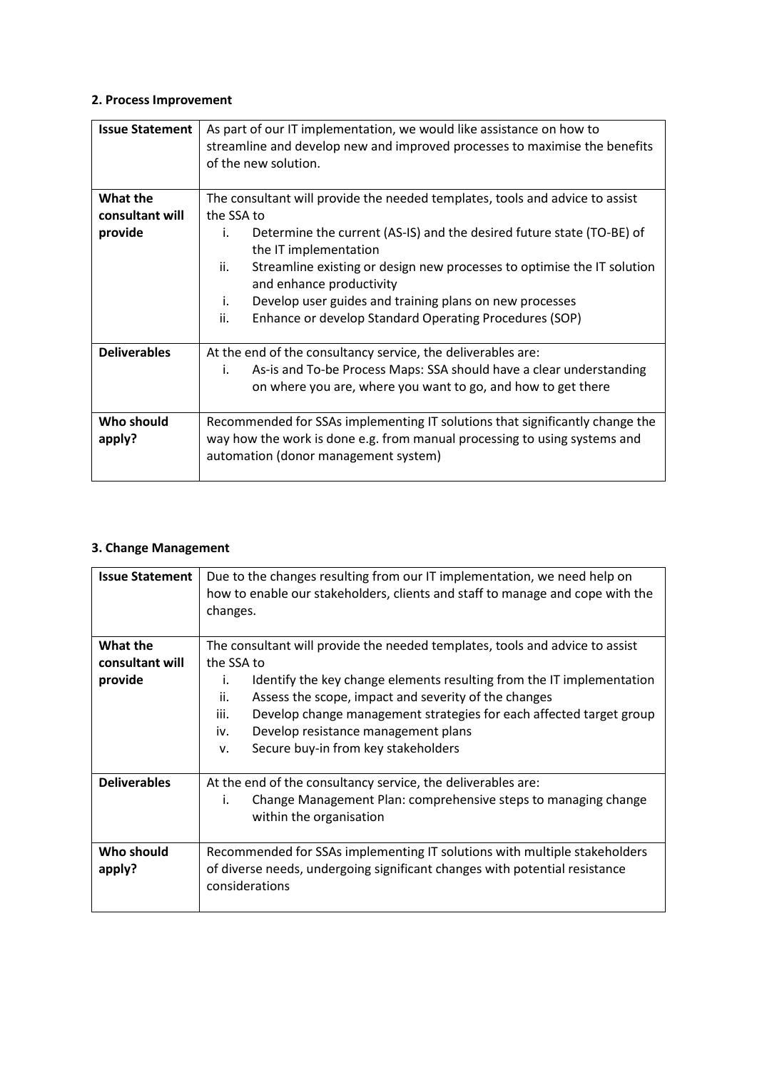#### 2. Process Improvement

| | |
|---|---|
| **Issue Statement** | As part of our IT implementation, we would like assistance on how to streamline and develop new and improved processes to maximise the benefits of the new solution. |
| **What the consultant will provide** | The consultant will provide the needed templates, tools and advice to assist the SSA to<br>i. Determine the current (AS-IS) and the desired future state (TO-BE) of the IT implementation<br>ii. Streamline existing or design new processes to optimise the IT solution and enhance productivity<br>i. Develop user guides and training plans on new processes<br>ii. Enhance or develop Standard Operating Procedures (SOP) |
| **Deliverables** | At the end of the consultancy service, the deliverables are:<br>i. As-is and To-be Process Maps: SSA should have a clear understanding on where you are, where you want to go, and how to get there |
| **Who should apply?** | Recommended for SSAs implementing IT solutions that significantly change the way how the work is done e.g. from manual processing to using systems and automation (donor management system) |

#### 3. Change Management

| | |
|---|---|
| **Issue Statement** | Due to the changes resulting from our IT implementation, we need help on how to enable our stakeholders, clients and staff to manage and cope with the changes. |
| **What the consultant will provide** | The consultant will provide the needed templates, tools and advice to assist the SSA to<br>i. Identify the key change elements resulting from the IT implementation<br>ii. Assess the scope, impact and severity of the changes<br>iii. Develop change management strategies for each affected target group<br>iv. Develop resistance management plans<br>v. Secure buy-in from key stakeholders |
| **Deliverables** | At the end of the consultancy service, the deliverables are:<br>i. Change Management Plan: comprehensive steps to managing change within the organisation |
| **Who should apply?** | Recommended for SSAs implementing IT solutions with multiple stakeholders of diverse needs, undergoing significant changes with potential resistance considerations |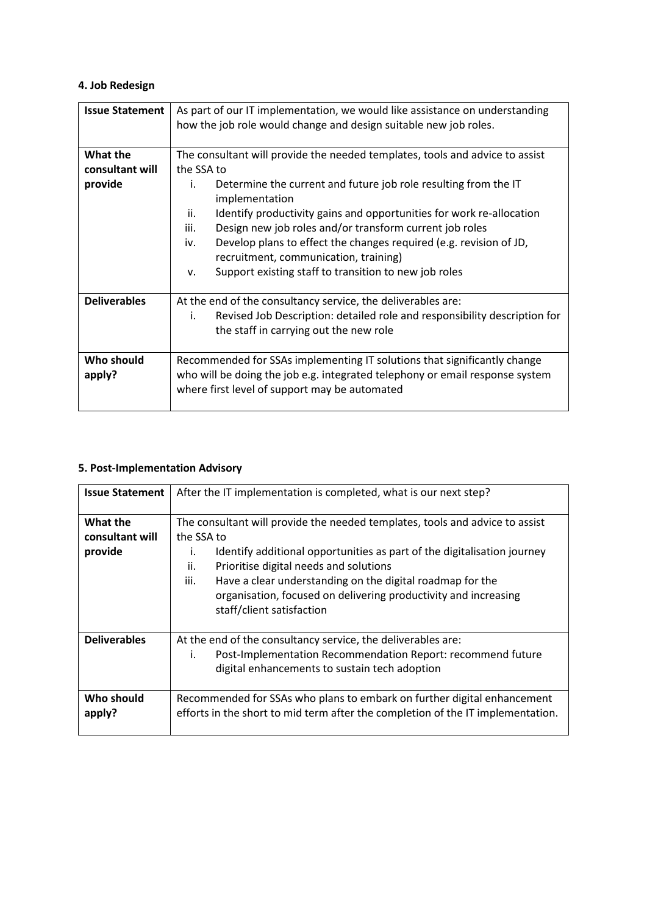#### 4. Job Redesign

| | |
|---|---|
| **Issue Statement** | As part of our IT implementation, we would like assistance on understanding how the job role would change and design suitable new job roles. |
| **What the consultant will provide** | The consultant will provide the needed templates, tools and advice to assist the SSA to<br>i. Determine the current and future job role resulting from the IT implementation<br>ii. Identify productivity gains and opportunities for work re-allocation<br>iii. Design new job roles and/or transform current job roles<br>iv. Develop plans to effect the changes required (e.g. revision of JD, recruitment, communication, training)<br>v. Support existing staff to transition to new job roles |
| **Deliverables** | At the end of the consultancy service, the deliverables are:<br>i. Revised Job Description: detailed role and responsibility description for the staff in carrying out the new role |
| **Who should apply?** | Recommended for SSAs implementing IT solutions that significantly change who will be doing the job e.g. integrated telephony or email response system where first level of support may be automated |

#### 5. Post-Implementation Advisory

| | |
|---|---|
| **Issue Statement** | After the IT implementation is completed, what is our next step? |
| **What the consultant will provide** | The consultant will provide the needed templates, tools and advice to assist the SSA to<br>i. Identify additional opportunities as part of the digitalisation journey<br>ii. Prioritise digital needs and solutions<br>iii. Have a clear understanding on the digital roadmap for the organisation, focused on delivering productivity and increasing staff/client satisfaction |
| **Deliverables** | At the end of the consultancy service, the deliverables are:<br>i. Post-Implementation Recommendation Report: recommend future digital enhancements to sustain tech adoption |
| **Who should apply?** | Recommended for SSAs who plans to embark on further digital enhancement efforts in the short to mid term after the completion of the IT implementation. |